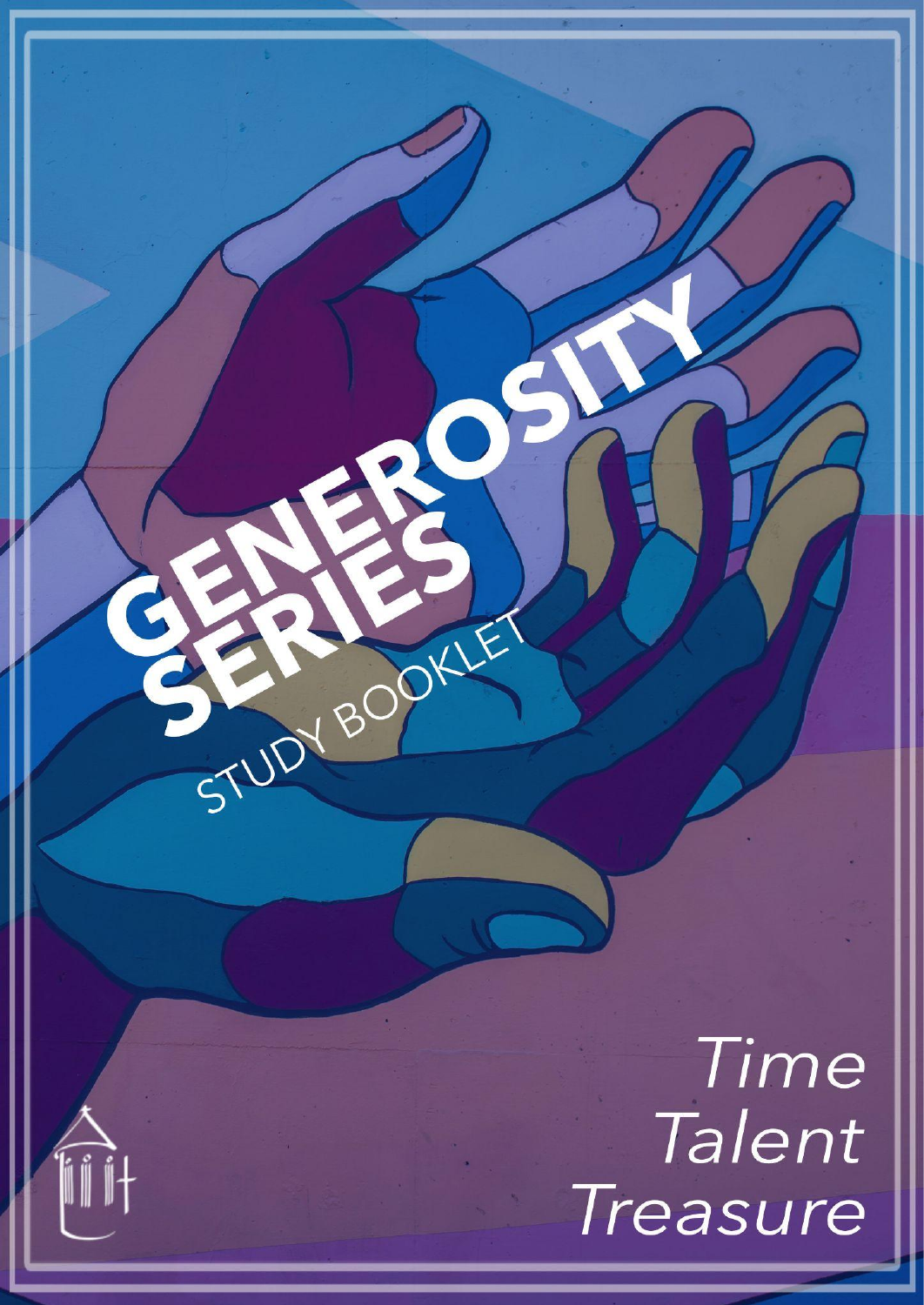# GENEROSITY SERIES

STUDY BOOKLET

*Time*
*Talent*
*Treasure*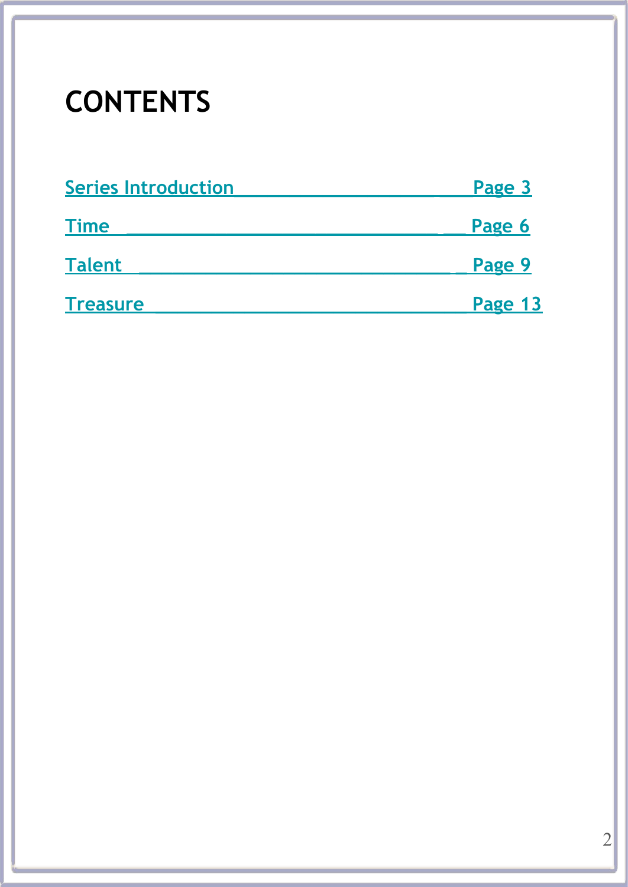# CONTENTS

Series Introduction — Page 3

Time — Page 6

Talent — Page 9

Treasure — Page 13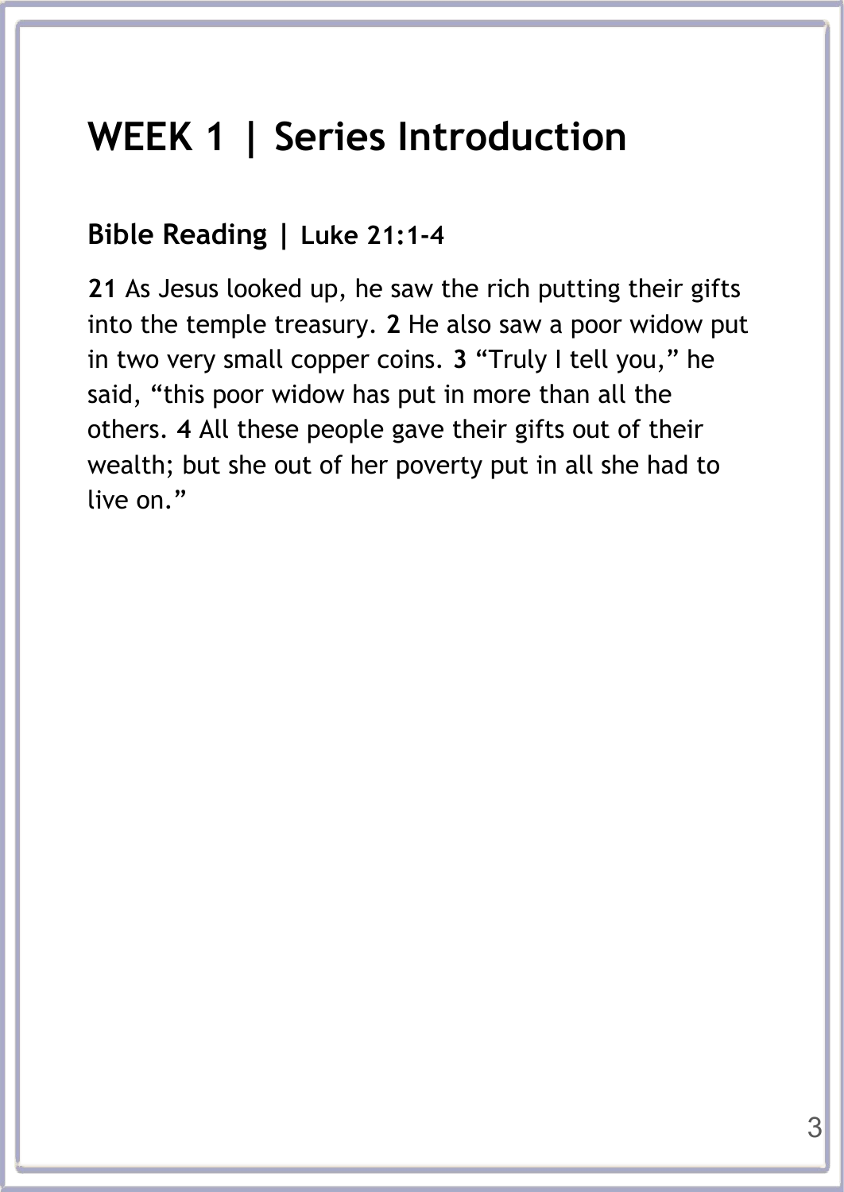# WEEK 1 | Series Introduction

## Bible Reading | Luke 21:1-4

**21** As Jesus looked up, he saw the rich putting their gifts into the temple treasury. **2** He also saw a poor widow put in two very small copper coins. **3** “Truly I tell you,” he said, “this poor widow has put in more than all the others. **4** All these people gave their gifts out of their wealth; but she out of her poverty put in all she had to live on.”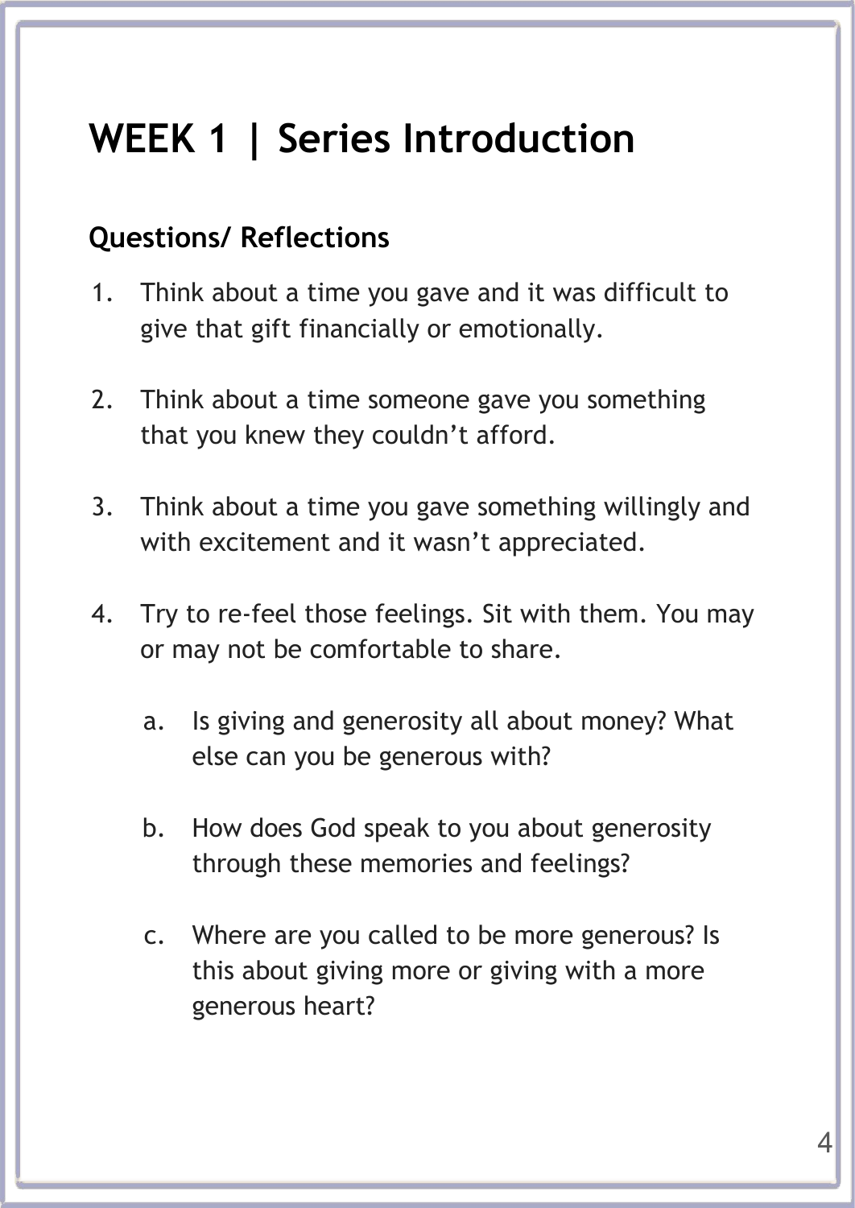# WEEK 1 | Series Introduction

## Questions/ Reflections

1. Think about a time you gave and it was difficult to give that gift financially or emotionally.

2. Think about a time someone gave you something that you knew they couldn't afford.

3. Think about a time you gave something willingly and with excitement and it wasn't appreciated.

4. Try to re-feel those feelings. Sit with them. You may or may not be comfortable to share.

    a. Is giving and generosity all about money? What else can you be generous with?

    b. How does God speak to you about generosity through these memories and feelings?

    c. Where are you called to be more generous? Is this about giving more or giving with a more generous heart?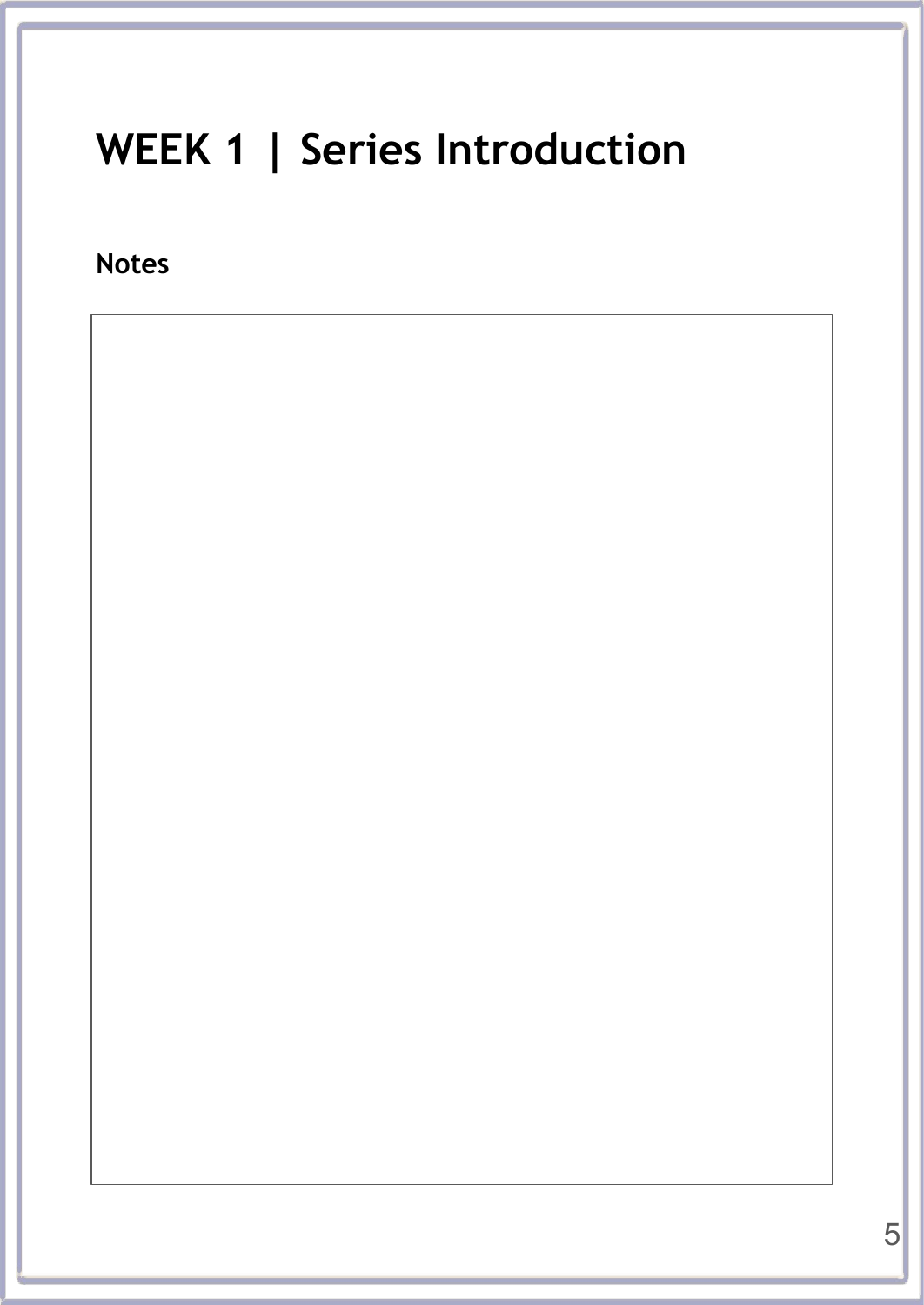# WEEK 1 | Series Introduction

**Notes**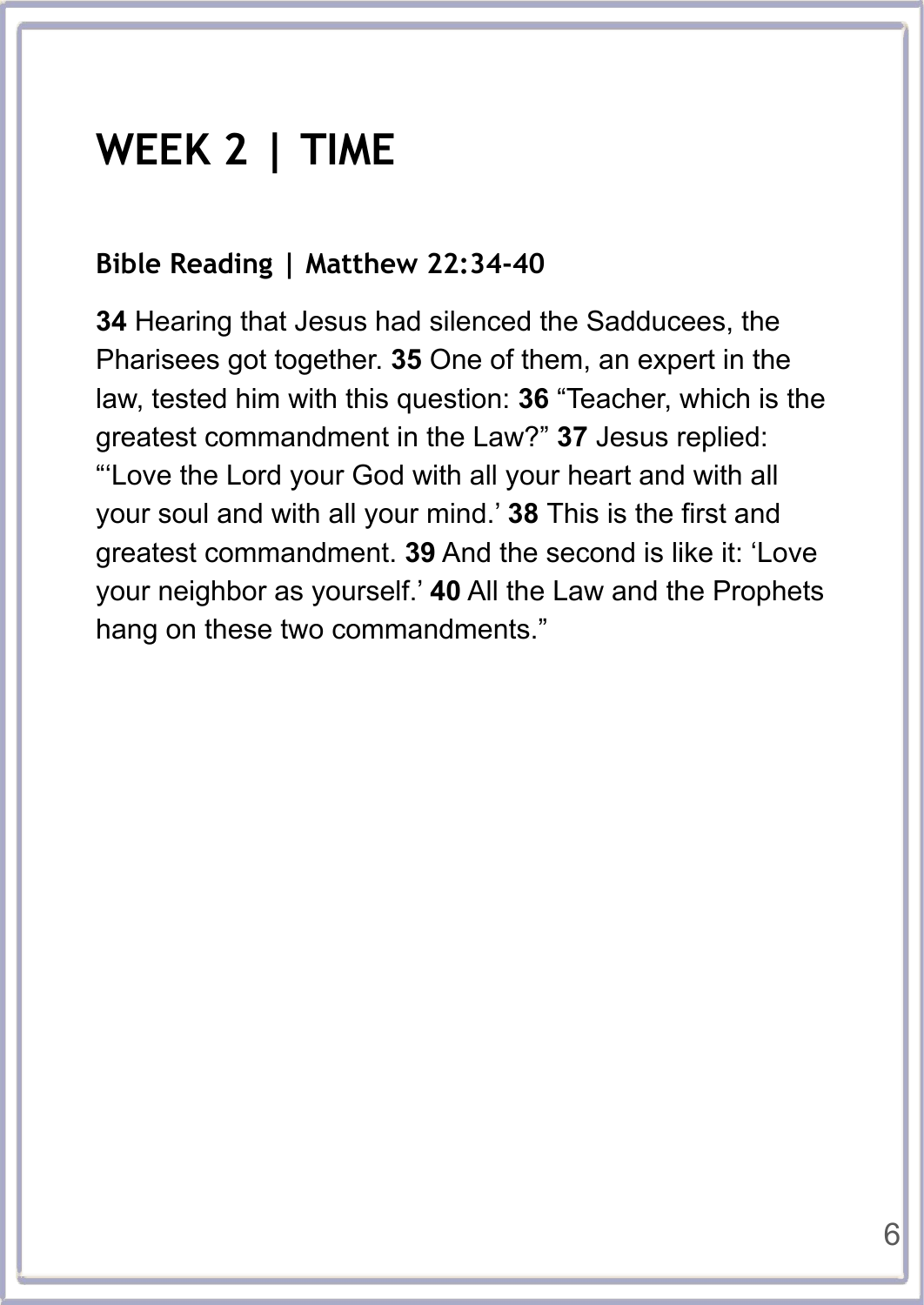# WEEK 2 | TIME

## Bible Reading | Matthew 22:34-40

**34** Hearing that Jesus had silenced the Sadducees, the Pharisees got together. **35** One of them, an expert in the law, tested him with this question: **36** “Teacher, which is the greatest commandment in the Law?” **37** Jesus replied: “‘Love the Lord your God with all your heart and with all your soul and with all your mind.’ **38** This is the first and greatest commandment. **39** And the second is like it: ‘Love your neighbor as yourself.’ **40** All the Law and the Prophets hang on these two commandments.”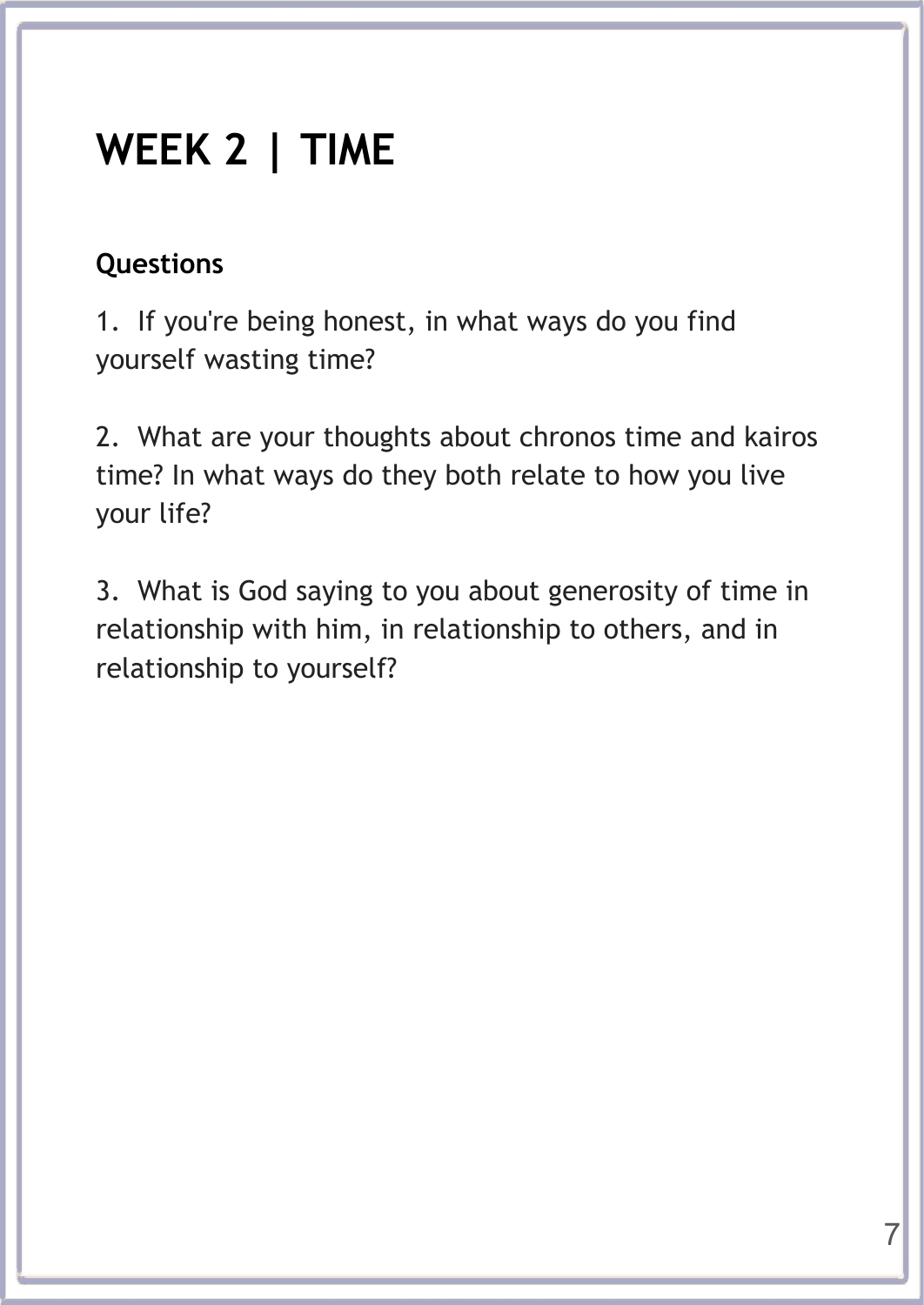# WEEK 2 | TIME

**Questions**

1. If you're being honest, in what ways do you find yourself wasting time?

2. What are your thoughts about chronos time and kairos time? In what ways do they both relate to how you live your life?

3. What is God saying to you about generosity of time in relationship with him, in relationship to others, and in relationship to yourself?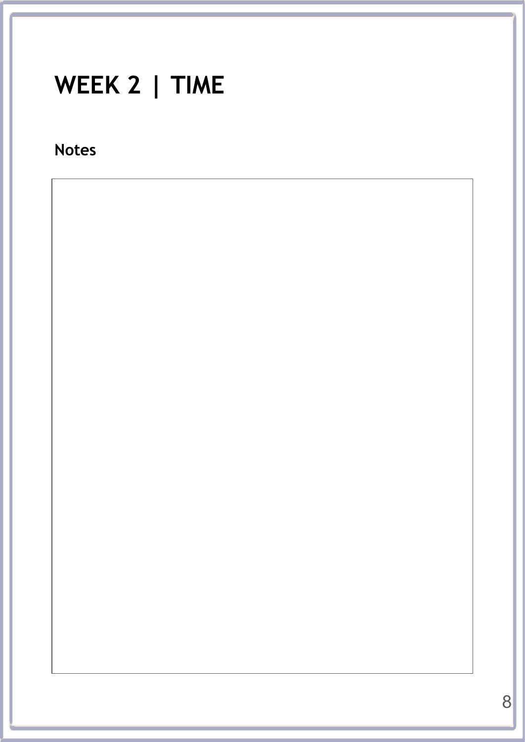# WEEK 2 | TIME

**Notes**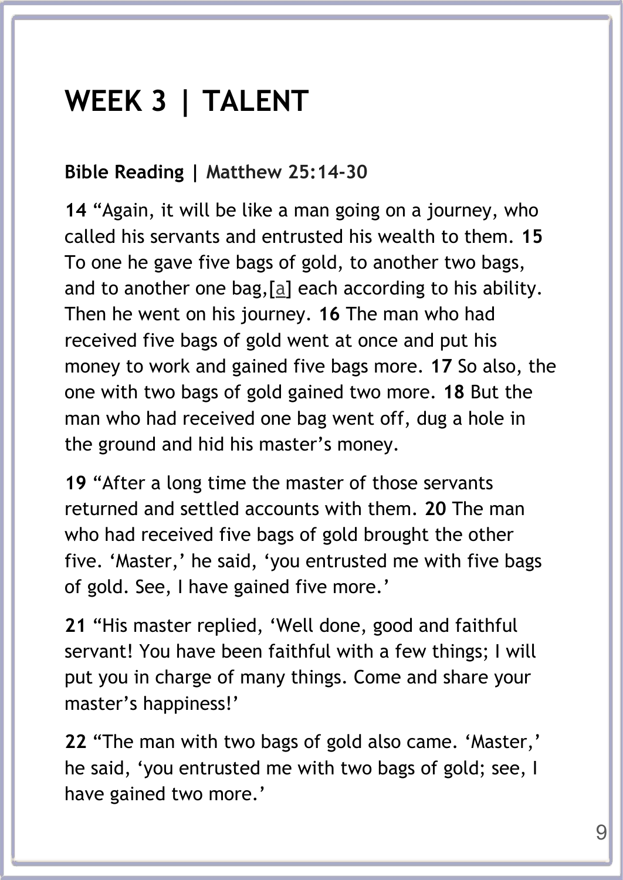# WEEK 3 | TALENT

**Bible Reading |** Matthew 25:14-30

**14** "Again, it will be like a man going on a journey, who called his servants and entrusted his wealth to them. **15** To one he gave five bags of gold, to another two bags, and to another one bag,[a] each according to his ability. Then he went on his journey. **16** The man who had received five bags of gold went at once and put his money to work and gained five bags more. **17** So also, the one with two bags of gold gained two more. **18** But the man who had received one bag went off, dug a hole in the ground and hid his master's money.

**19** "After a long time the master of those servants returned and settled accounts with them. **20** The man who had received five bags of gold brought the other five. 'Master,' he said, 'you entrusted me with five bags of gold. See, I have gained five more.'

**21** "His master replied, 'Well done, good and faithful servant! You have been faithful with a few things; I will put you in charge of many things. Come and share your master's happiness!'

**22** "The man with two bags of gold also came. 'Master,' he said, 'you entrusted me with two bags of gold; see, I have gained two more.'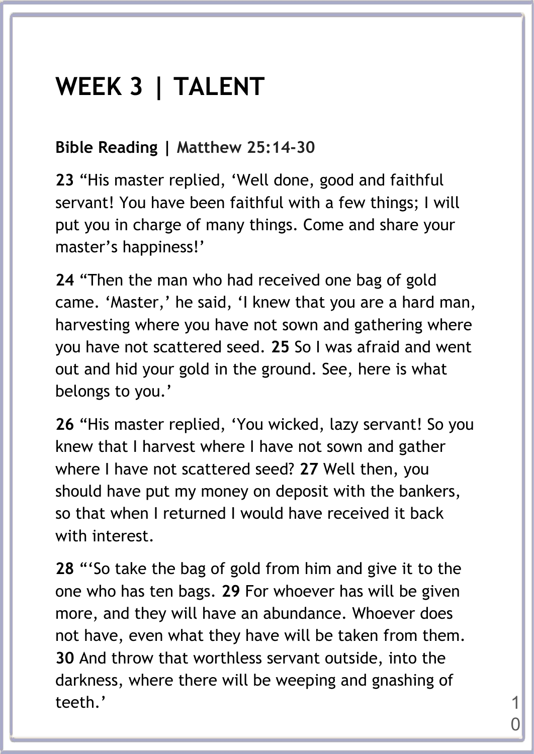# WEEK 3 | TALENT

**Bible Reading |** Matthew 25:14-30

**23** "His master replied, 'Well done, good and faithful servant! You have been faithful with a few things; I will put you in charge of many things. Come and share your master's happiness!'

**24** "Then the man who had received one bag of gold came. 'Master,' he said, 'I knew that you are a hard man, harvesting where you have not sown and gathering where you have not scattered seed. **25** So I was afraid and went out and hid your gold in the ground. See, here is what belongs to you.'

**26** "His master replied, 'You wicked, lazy servant! So you knew that I harvest where I have not sown and gather where I have not scattered seed? **27** Well then, you should have put my money on deposit with the bankers, so that when I returned I would have received it back with interest.

**28** "'So take the bag of gold from him and give it to the one who has ten bags. **29** For whoever has will be given more, and they will have an abundance. Whoever does not have, even what they have will be taken from them. **30** And throw that worthless servant outside, into the darkness, where there will be weeping and gnashing of teeth.'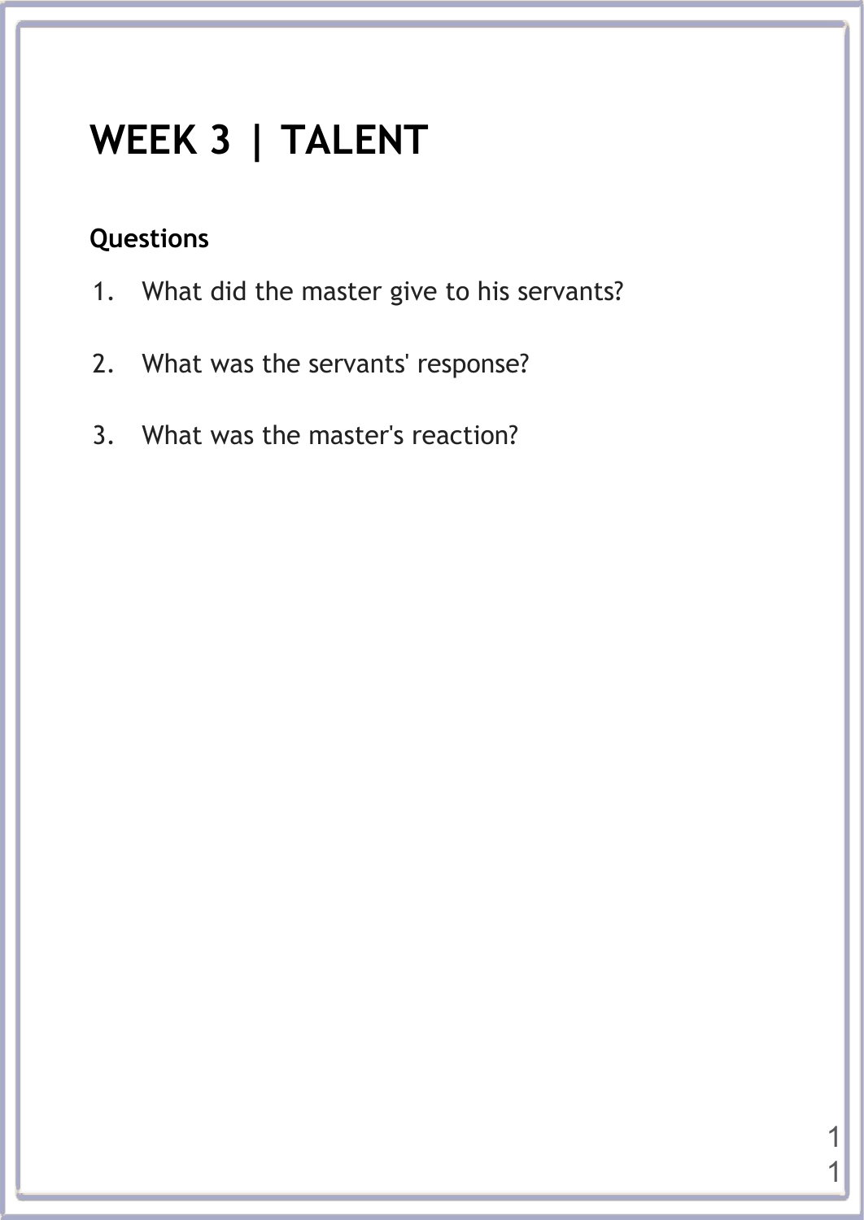# WEEK 3 | TALENT

**Questions**

1. What did the master give to his servants?

2. What was the servants' response?

3. What was the master's reaction?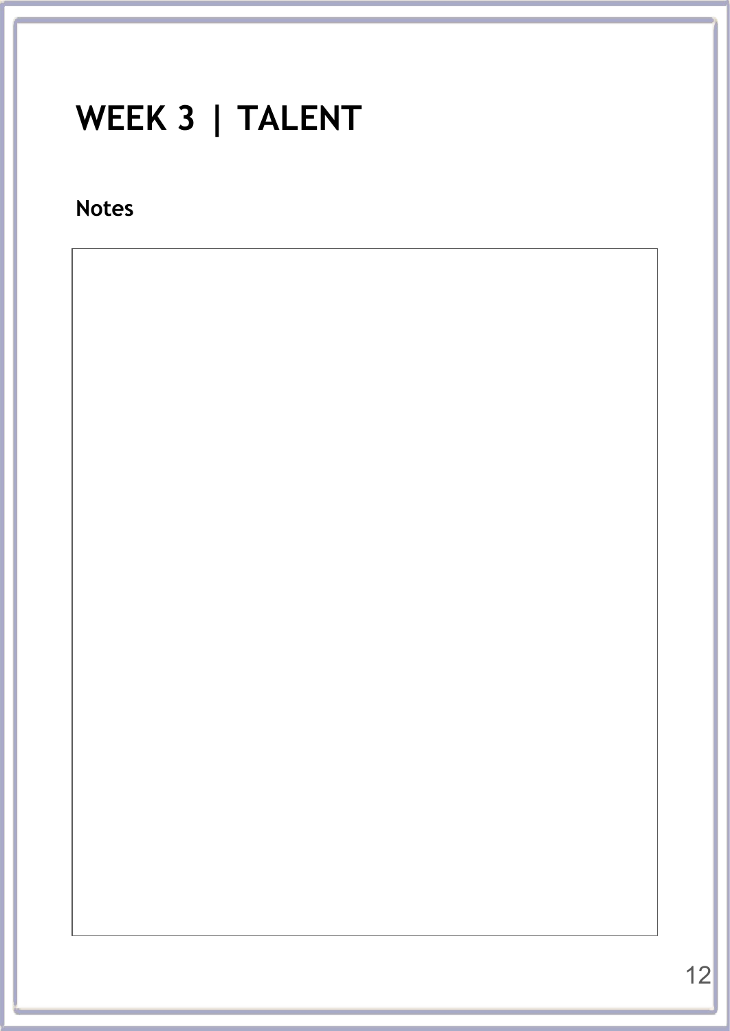# WEEK 3 | TALENT

**Notes**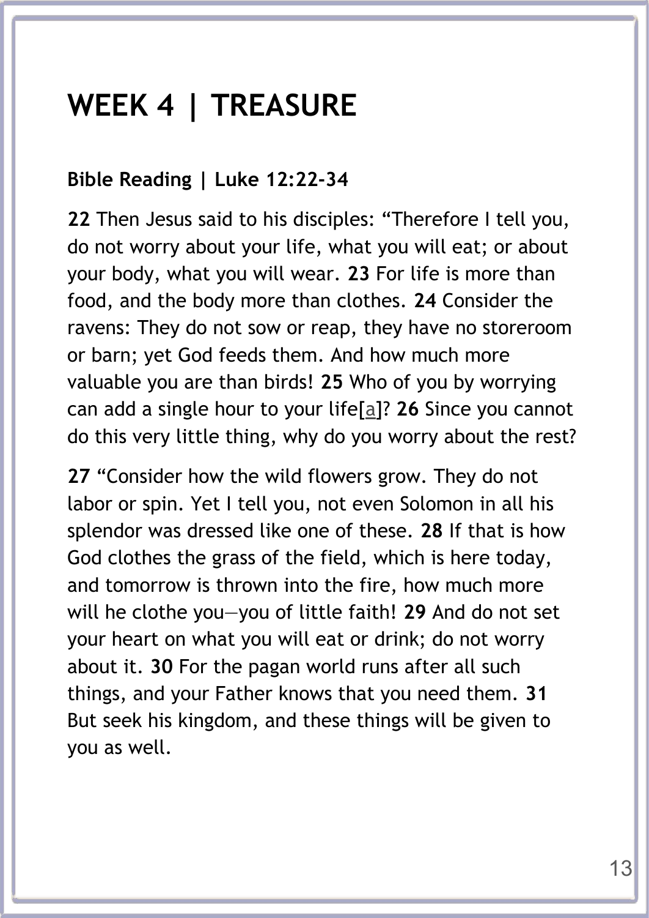# WEEK 4 | TREASURE

**Bible Reading | Luke 12:22-34**

**22** Then Jesus said to his disciples: “Therefore I tell you, do not worry about your life, what you will eat; or about your body, what you will wear. **23** For life is more than food, and the body more than clothes. **24** Consider the ravens: They do not sow or reap, they have no storeroom or barn; yet God feeds them. And how much more valuable you are than birds! **25** Who of you by worrying can add a single hour to your life[a]? **26** Since you cannot do this very little thing, why do you worry about the rest?

**27** “Consider how the wild flowers grow. They do not labor or spin. Yet I tell you, not even Solomon in all his splendor was dressed like one of these. **28** If that is how God clothes the grass of the field, which is here today, and tomorrow is thrown into the fire, how much more will he clothe you—you of little faith! **29** And do not set your heart on what you will eat or drink; do not worry about it. **30** For the pagan world runs after all such things, and your Father knows that you need them. **31** But seek his kingdom, and these things will be given to you as well.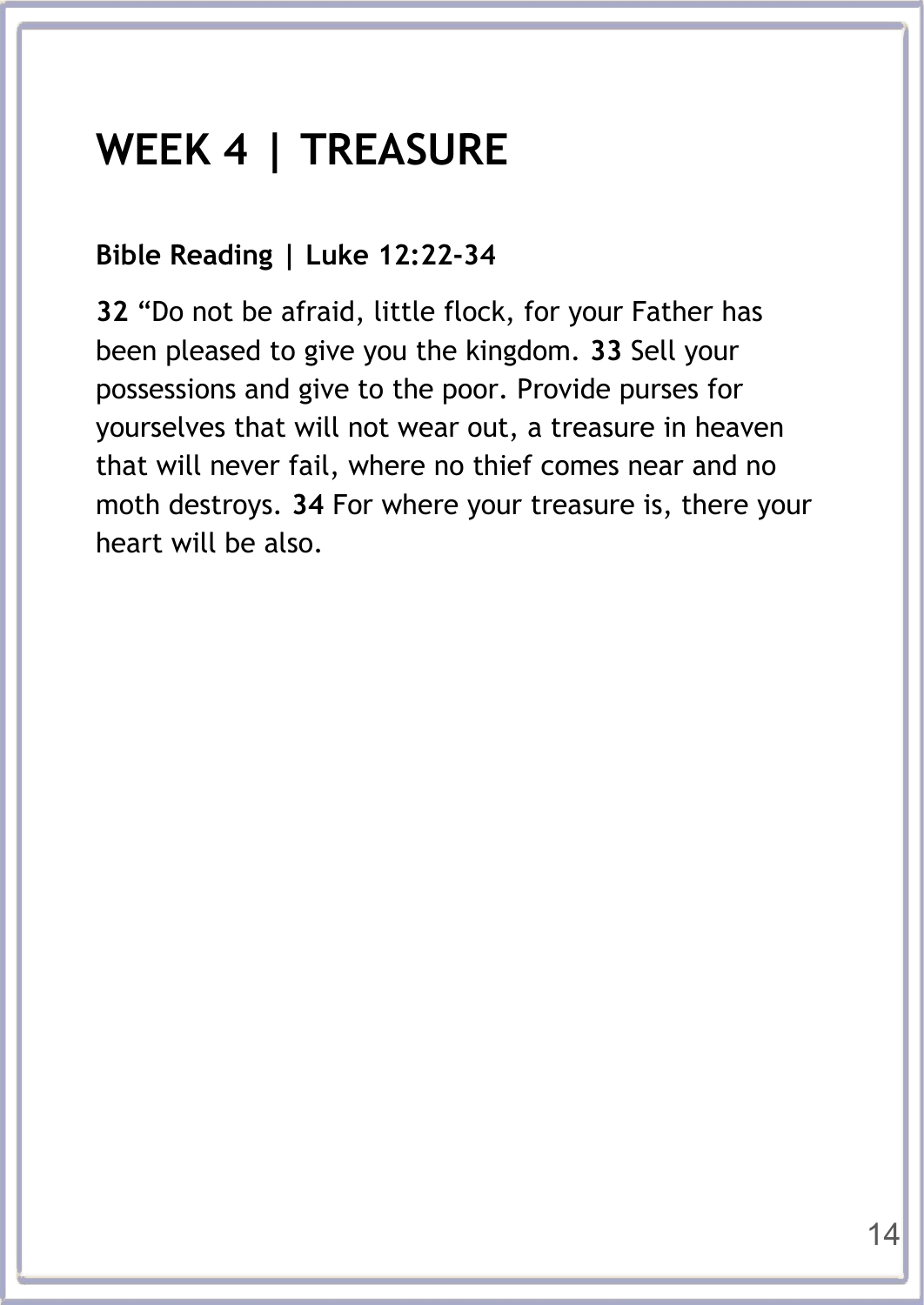# WEEK 4 | TREASURE

**Bible Reading | Luke 12:22-34**

**32** "Do not be afraid, little flock, for your Father has been pleased to give you the kingdom. **33** Sell your possessions and give to the poor. Provide purses for yourselves that will not wear out, a treasure in heaven that will never fail, where no thief comes near and no moth destroys. **34** For where your treasure is, there your heart will be also.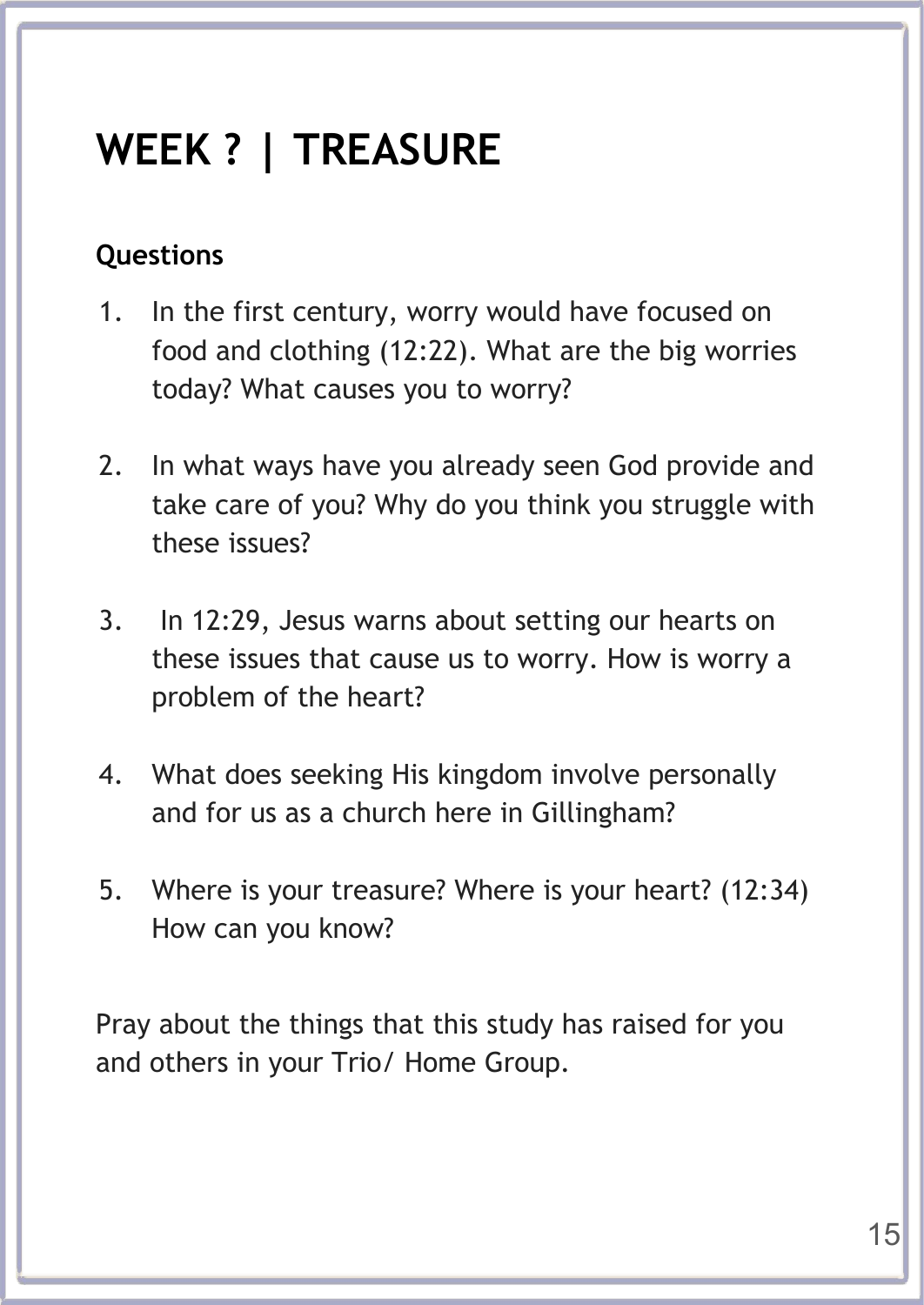# WEEK ? | TREASURE

**Questions**

1. In the first century, worry would have focused on food and clothing (12:22). What are the big worries today? What causes you to worry?

2. In what ways have you already seen God provide and take care of you? Why do you think you struggle with these issues?

3. In 12:29, Jesus warns about setting our hearts on these issues that cause us to worry. How is worry a problem of the heart?

4. What does seeking His kingdom involve personally and for us as a church here in Gillingham?

5. Where is your treasure? Where is your heart? (12:34) How can you know?

Pray about the things that this study has raised for you and others in your Trio/ Home Group.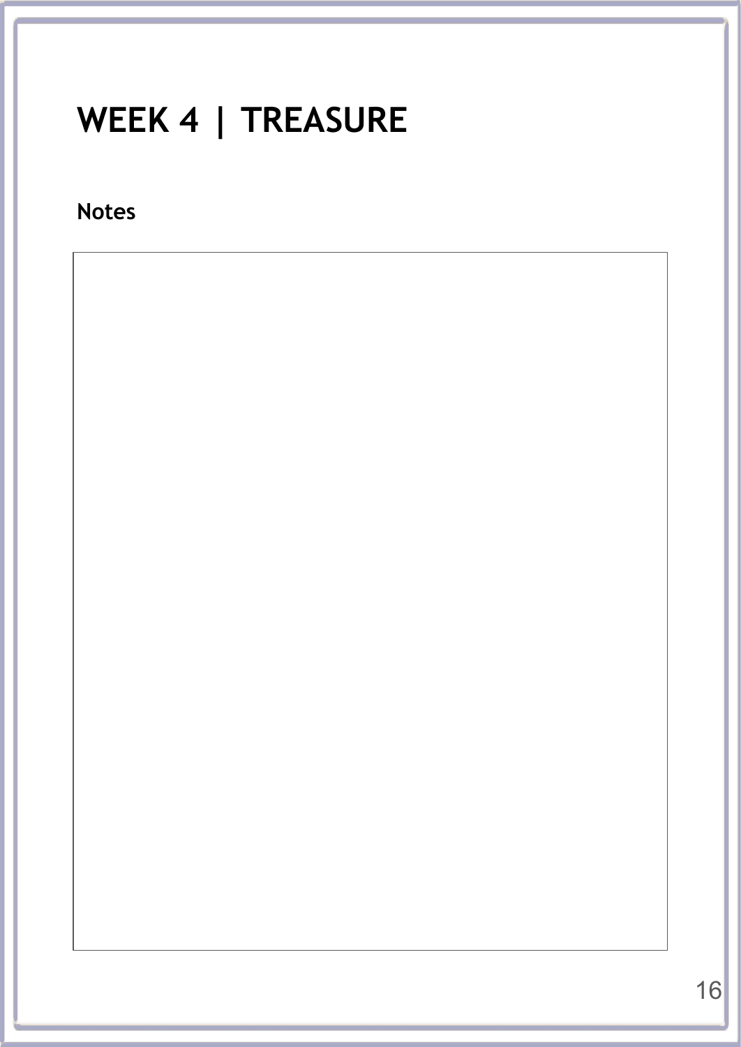# WEEK 4 | TREASURE

**Notes**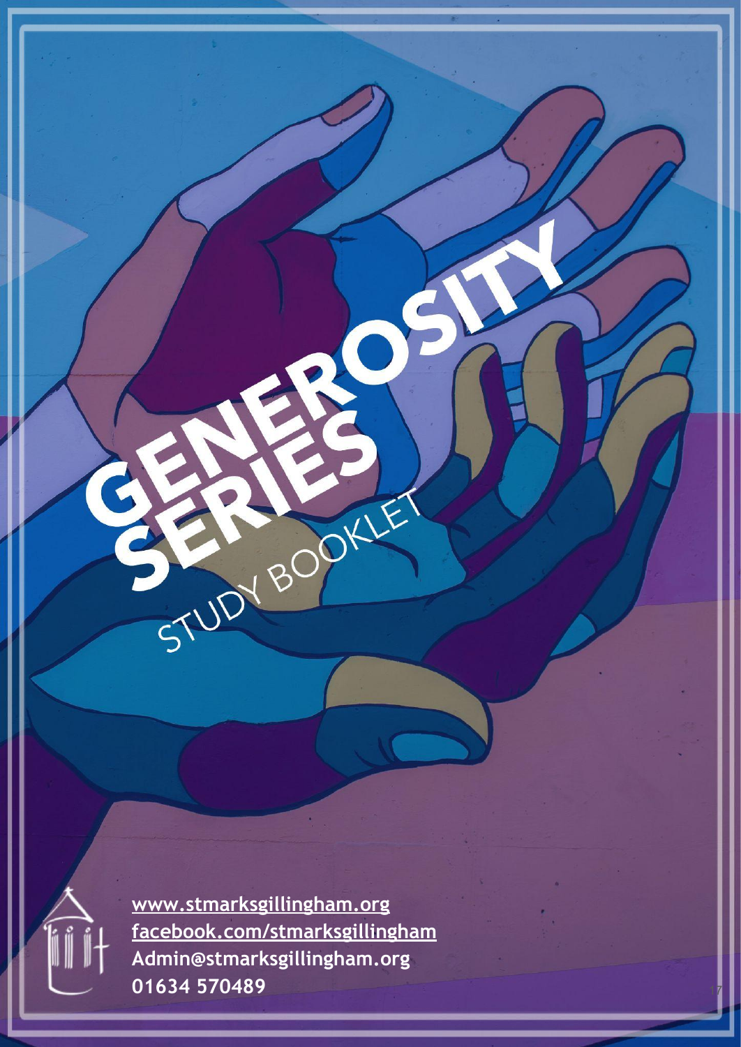# GENEROSITY SERIES

STUDY BOOKLET

www.stmarksgillingham.org
facebook.com/stmarksgillingham
Admin@stmarksgillingham.org
01634 570489